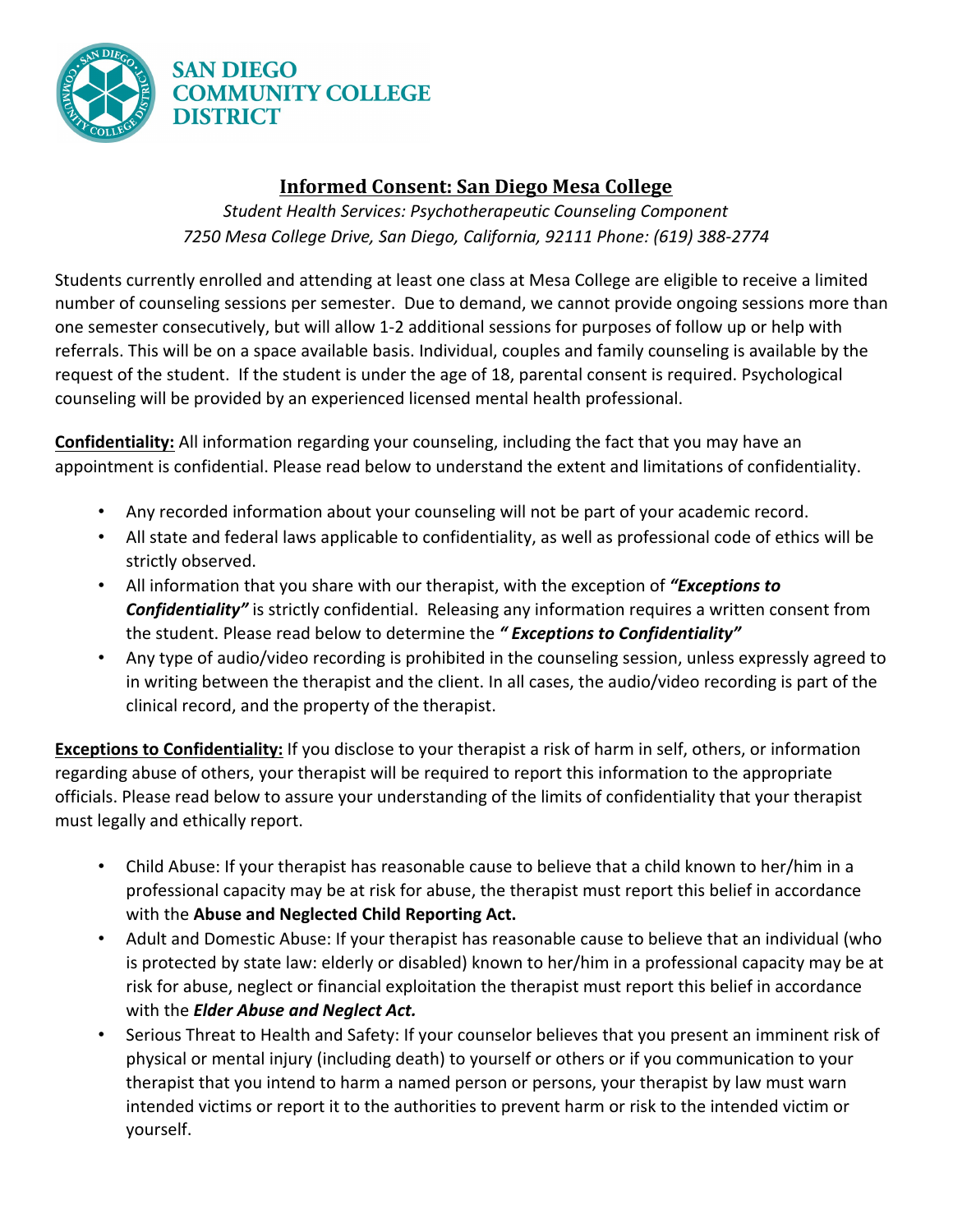SAN DIEGO COMMUNITY COLLEGE DISTRICT

# Informed Consent: San Diego Mesa College

*Student Health Services: Psychotherapeutic Counseling Component*
*7250 Mesa College Drive, San Diego, California, 92111 Phone: (619) 388-2774*

Students currently enrolled and attending at least one class at Mesa College are eligible to receive a limited number of counseling sessions per semester. Due to demand, we cannot provide ongoing sessions more than one semester consecutively, but will allow 1-2 additional sessions for purposes of follow up or help with referrals. This will be on a space available basis. Individual, couples and family counseling is available by the request of the student. If the student is under the age of 18, parental consent is required. Psychological counseling will be provided by an experienced licensed mental health professional.

**Confidentiality:** All information regarding your counseling, including the fact that you may have an appointment is confidential. Please read below to understand the extent and limitations of confidentiality.

- Any recorded information about your counseling will not be part of your academic record.
- All state and federal laws applicable to confidentiality, as well as professional code of ethics will be strictly observed.
- All information that you share with our therapist, with the exception of ***"Exceptions to Confidentiality"*** is strictly confidential. Releasing any information requires a written consent from the student. Please read below to determine the ***" Exceptions to Confidentiality"***
- Any type of audio/video recording is prohibited in the counseling session, unless expressly agreed to in writing between the therapist and the client. In all cases, the audio/video recording is part of the clinical record, and the property of the therapist.

**Exceptions to Confidentiality:** If you disclose to your therapist a risk of harm in self, others, or information regarding abuse of others, your therapist will be required to report this information to the appropriate officials. Please read below to assure your understanding of the limits of confidentiality that your therapist must legally and ethically report.

- Child Abuse: If your therapist has reasonable cause to believe that a child known to her/him in a professional capacity may be at risk for abuse, the therapist must report this belief in accordance with the **Abuse and Neglected Child Reporting Act.**
- Adult and Domestic Abuse: If your therapist has reasonable cause to believe that an individual (who is protected by state law: elderly or disabled) known to her/him in a professional capacity may be at risk for abuse, neglect or financial exploitation the therapist must report this belief in accordance with the ***Elder Abuse and Neglect Act.***
- Serious Threat to Health and Safety: If your counselor believes that you present an imminent risk of physical or mental injury (including death) to yourself or others or if you communication to your therapist that you intend to harm a named person or persons, your therapist by law must warn intended victims or report it to the authorities to prevent harm or risk to the intended victim or yourself.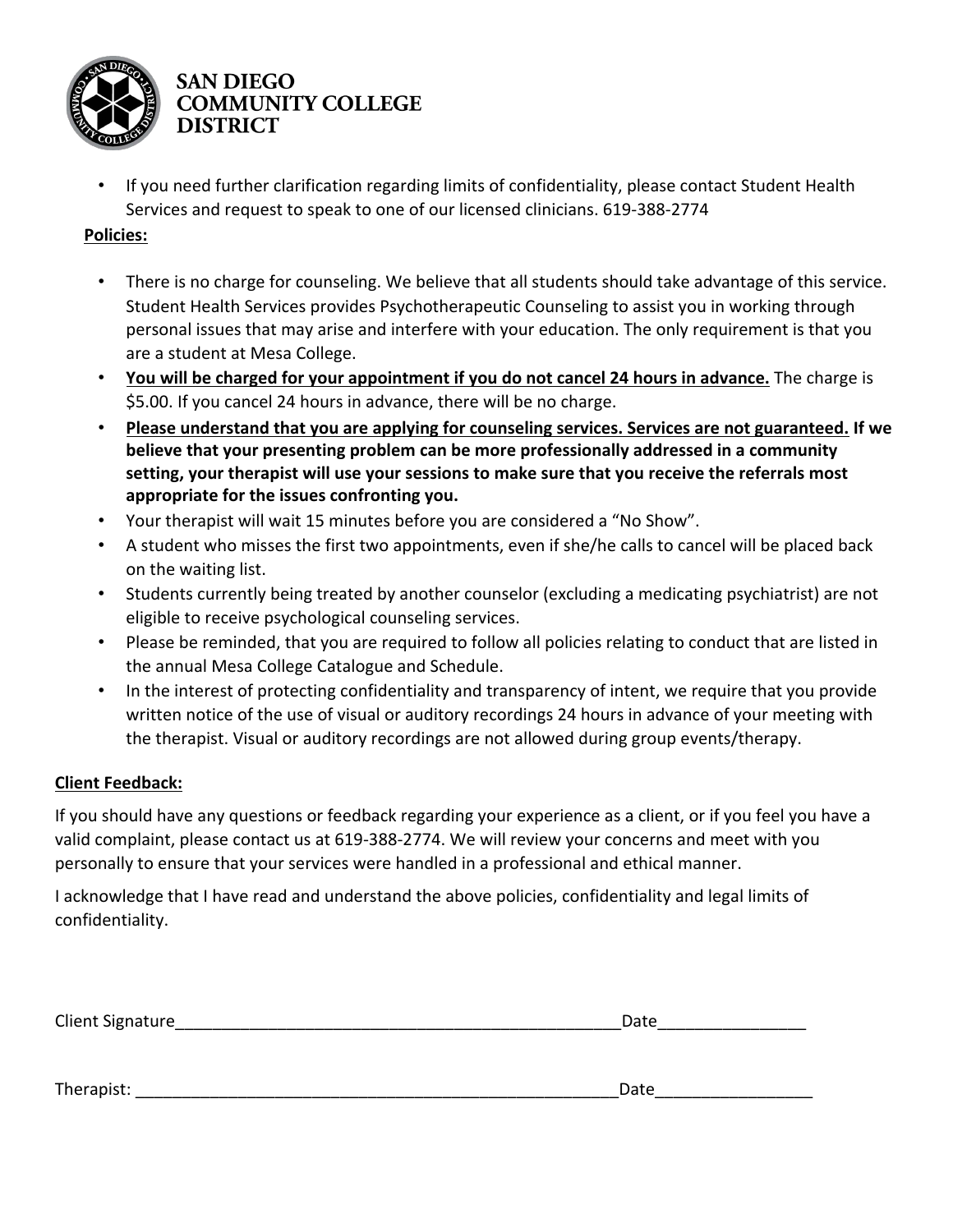# SAN DIEGO COMMUNITY COLLEGE DISTRICT

- If you need further clarification regarding limits of confidentiality, please contact Student Health Services and request to speak to one of our licensed clinicians. 619-388-2774

**Policies:**

- There is no charge for counseling. We believe that all students should take advantage of this service. Student Health Services provides Psychotherapeutic Counseling to assist you in working through personal issues that may arise and interfere with your education. The only requirement is that you are a student at Mesa College.
- **You will be charged for your appointment if you do not cancel 24 hours in advance.** The charge is $5.00. If you cancel 24 hours in advance, there will be no charge.
- **Please understand that you are applying for counseling services. Services are not guaranteed. If we believe that your presenting problem can be more professionally addressed in a community setting, your therapist will use your sessions to make sure that you receive the referrals most appropriate for the issues confronting you.**
- Your therapist will wait 15 minutes before you are considered a "No Show".
- A student who misses the first two appointments, even if she/he calls to cancel will be placed back on the waiting list.
- Students currently being treated by another counselor (excluding a medicating psychiatrist) are not eligible to receive psychological counseling services.
- Please be reminded, that you are required to follow all policies relating to conduct that are listed in the annual Mesa College Catalogue and Schedule.
- In the interest of protecting confidentiality and transparency of intent, we require that you provide written notice of the use of visual or auditory recordings 24 hours in advance of your meeting with the therapist. Visual or auditory recordings are not allowed during group events/therapy.

**Client Feedback:**

If you should have any questions or feedback regarding your experience as a client, or if you feel you have a valid complaint, please contact us at 619-388-2774. We will review your concerns and meet with you personally to ensure that your services were handled in a professional and ethical manner.

I acknowledge that I have read and understand the above policies, confidentiality and legal limits of confidentiality.

Client Signature__________________________________________________Date_______________

Therapist: ______________________________________________________Date________________